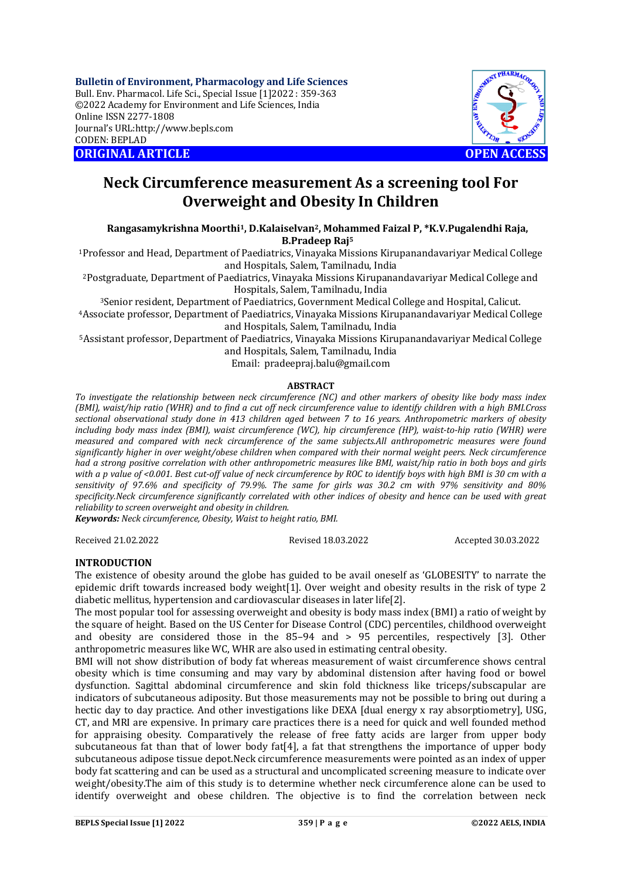**Bulletin of Environment, Pharmacology and Life Sciences**
Bull. Env. Pharmacol. Life Sci., Special Issue [1]2022 : 359-363
©2022 Academy for Environment and Life Sciences, India
Online ISSN 2277-1808
Journal's URL:http://www.bepls.com
CODEN: BEPLAD

**ORIGINAL ARTICLE** **OPEN ACCESS**

# Neck Circumference measurement As a screening tool For Overweight and Obesity In Children

**Rangasamykrishna Moorthi[1], D.Kalaiselvan[2], Mohammed Faizal P, *K.V.Pugalendhi Raja, B.Pradeep Raj[5]**

[1]Professor and Head, Department of Paediatrics, Vinayaka Missions Kirupanandavariyar Medical College and Hospitals, Salem, Tamilnadu, India

[2]Postgraduate, Department of Paediatrics, Vinayaka Missions Kirupanandavariyar Medical College and Hospitals, Salem, Tamilnadu, India

[3]Senior resident, Department of Paediatrics, Government Medical College and Hospital, Calicut.

[4]Associate professor, Department of Paediatrics, Vinayaka Missions Kirupanandavariyar Medical College and Hospitals, Salem, Tamilnadu, India

[5]Assistant professor, Department of Paediatrics, Vinayaka Missions Kirupanandavariyar Medical College and Hospitals, Salem, Tamilnadu, India

Email: pradeepraj.balu@gmail.com

## ABSTRACT

*To investigate the relationship between neck circumference (NC) and other markers of obesity like body mass index (BMI), waist/hip ratio (WHR) and to find a cut off neck circumference value to identify children with a high BMI.Cross sectional observational study done in 413 children aged between 7 to 16 years. Anthropometric markers of obesity including body mass index (BMI), waist circumference (WC), hip circumference (HP), waist-to-hip ratio (WHR) were measured and compared with neck circumference of the same subjects.All anthropometric measures were found significantly higher in over weight/obese children when compared with their normal weight peers. Neck circumference had a strong positive correlation with other anthropometric measures like BMI, waist/hip ratio in both boys and girls with a p value of <0.001. Best cut-off value of neck circumference by ROC to identify boys with high BMI is 30 cm with a sensitivity of 97.6% and specificity of 79.9%. The same for girls was 30.2 cm with 97% sensitivity and 80% specificity.Neck circumference significantly correlated with other indices of obesity and hence can be used with great reliability to screen overweight and obesity in children.*

***Keywords:*** *Neck circumference, Obesity, Waist to height ratio, BMI.*

Received 21.02.2022 Revised 18.03.2022 Accepted 30.03.2022

## INTRODUCTION

The existence of obesity around the globe has guided to be avail oneself as 'GLOBESITY' to narrate the epidemic drift towards increased body weight[1]. Over weight and obesity results in the risk of type 2 diabetic mellitus, hypertension and cardiovascular diseases in later life[2].

The most popular tool for assessing overweight and obesity is body mass index (BMI) a ratio of weight by the square of height. Based on the US Center for Disease Control (CDC) percentiles, childhood overweight and obesity are considered those in the 85–94 and > 95 percentiles, respectively [3]. Other anthropometric measures like WC, WHR are also used in estimating central obesity.

BMI will not show distribution of body fat whereas measurement of waist circumference shows central obesity which is time consuming and may vary by abdominal distension after having food or bowel dysfunction. Sagittal abdominal circumference and skin fold thickness like triceps/subscapular are indicators of subcutaneous adiposity. But those measurements may not be possible to bring out during a hectic day to day practice. And other investigations like DEXA [dual energy x ray absorptiometry], USG, CT, and MRI are expensive. In primary care practices there is a need for quick and well founded method for appraising obesity. Comparatively the release of free fatty acids are larger from upper body subcutaneous fat than that of lower body fat[4], a fat that strengthens the importance of upper body subcutaneous adipose tissue depot.Neck circumference measurements were pointed as an index of upper body fat scattering and can be used as a structural and uncomplicated screening measure to indicate over weight/obesity.The aim of this study is to determine whether neck circumference alone can be used to identify overweight and obese children. The objective is to find the correlation between neck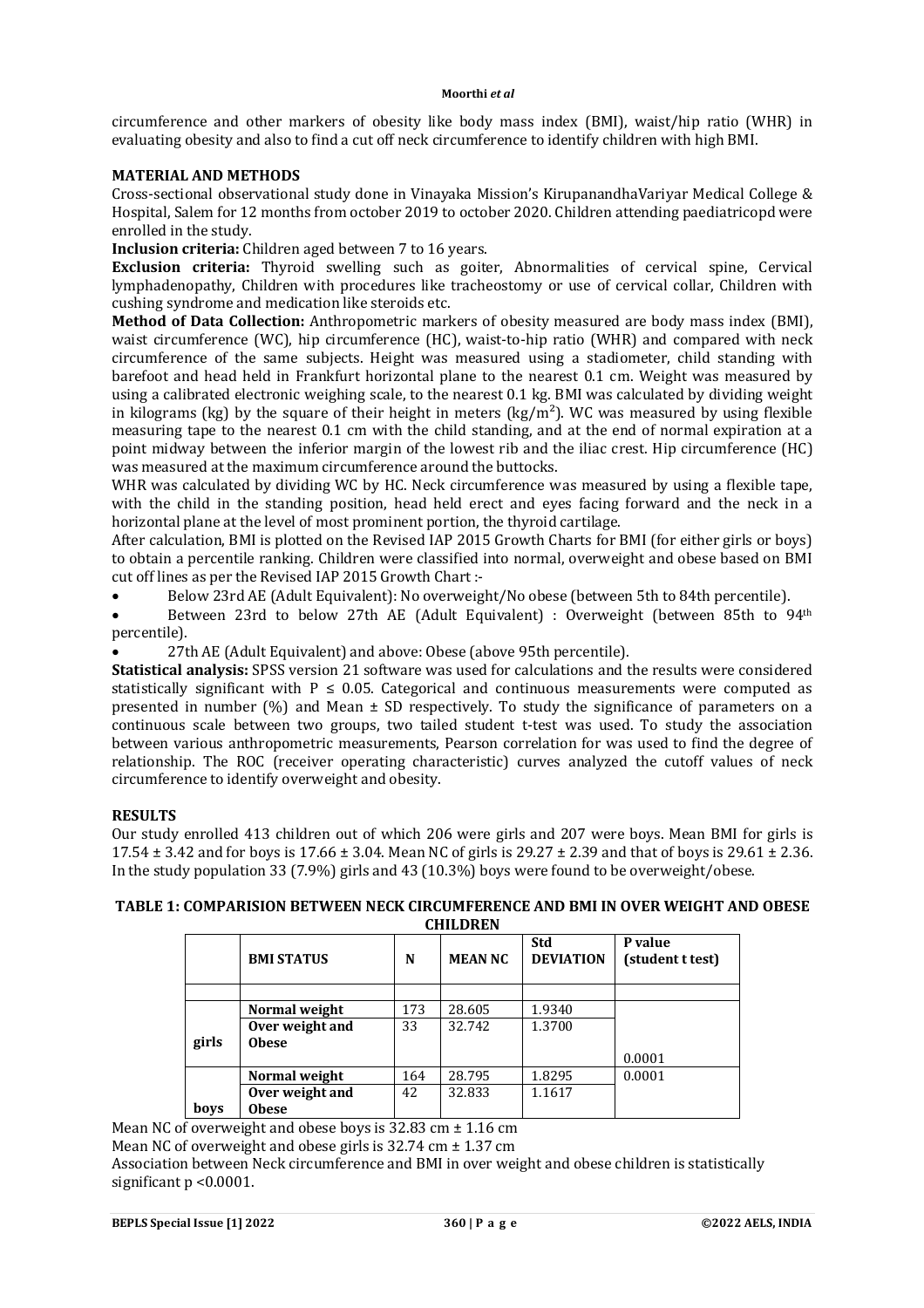circumference and other markers of obesity like body mass index (BMI), waist/hip ratio (WHR) in evaluating obesity and also to find a cut off neck circumference to identify children with high BMI.

## MATERIAL AND METHODS

Cross-sectional observational study done in Vinayaka Mission's KirupanandhaVariyar Medical College & Hospital, Salem for 12 months from october 2019 to october 2020. Children attending paediatricopd were enrolled in the study.

**Inclusion criteria:** Children aged between 7 to 16 years.

**Exclusion criteria:** Thyroid swelling such as goiter, Abnormalities of cervical spine, Cervical lymphadenopathy, Children with procedures like tracheostomy or use of cervical collar, Children with cushing syndrome and medication like steroids etc.

**Method of Data Collection:** Anthropometric markers of obesity measured are body mass index (BMI), waist circumference (WC), hip circumference (HC), waist-to-hip ratio (WHR) and compared with neck circumference of the same subjects. Height was measured using a stadiometer, child standing with barefoot and head held in Frankfurt horizontal plane to the nearest 0.1 cm. Weight was measured by using a calibrated electronic weighing scale, to the nearest 0.1 kg. BMI was calculated by dividing weight in kilograms (kg) by the square of their height in meters (kg/m$^2$). WC was measured by using flexible measuring tape to the nearest 0.1 cm with the child standing, and at the end of normal expiration at a point midway between the inferior margin of the lowest rib and the iliac crest. Hip circumference (HC) was measured at the maximum circumference around the buttocks.

WHR was calculated by dividing WC by HC. Neck circumference was measured by using a flexible tape, with the child in the standing position, head held erect and eyes facing forward and the neck in a horizontal plane at the level of most prominent portion, the thyroid cartilage.

After calculation, BMI is plotted on the Revised IAP 2015 Growth Charts for BMI (for either girls or boys) to obtain a percentile ranking. Children were classified into normal, overweight and obese based on BMI cut off lines as per the Revised IAP 2015 Growth Chart :-

- Below 23rd AE (Adult Equivalent): No overweight/No obese (between 5th to 84th percentile).
- Between 23rd to below 27th AE (Adult Equivalent) : Overweight (between 85th to 94th percentile).
- 27th AE (Adult Equivalent) and above: Obese (above 95th percentile).

**Statistical analysis:** SPSS version 21 software was used for calculations and the results were considered statistically significant with $P \leq 0.05$. Categorical and continuous measurements were computed as presented in number (%) and Mean ± SD respectively. To study the significance of parameters on a continuous scale between two groups, two tailed student t-test was used. To study the association between various anthropometric measurements, Pearson correlation for was used to find the degree of relationship. The ROC (receiver operating characteristic) curves analyzed the cutoff values of neck circumference to identify overweight and obesity.

## RESULTS

Our study enrolled 413 children out of which 206 were girls and 207 were boys. Mean BMI for girls is 17.54 ± 3.42 and for boys is 17.66 ± 3.04. Mean NC of girls is 29.27 ± 2.39 and that of boys is 29.61 ± 2.36. In the study population 33 (7.9%) girls and 43 (10.3%) boys were found to be overweight/obese.

**TABLE 1: COMPARISION BETWEEN NECK CIRCUMFERENCE AND BMI IN OVER WEIGHT AND OBESE CHILDREN**

| | BMI STATUS | N | MEAN NC | Std DEVIATION | P value (student t test) |
|---|---|---|---|---|---|
| | | | | | |
| girls | Normal weight | 173 | 28.605 | 1.9340 | 0.0001 |
| | Over weight and Obese | 33 | 32.742 | 1.3700 | |
| boys | Normal weight | 164 | 28.795 | 1.8295 | 0.0001 |
| | Over weight and Obese | 42 | 32.833 | 1.1617 | |

Mean NC of overweight and obese boys is 32.83 cm ± 1.16 cm

Mean NC of overweight and obese girls is 32.74 cm ± 1.37 cm

Association between Neck circumference and BMI in over weight and obese children is statistically significant $p < 0.0001$.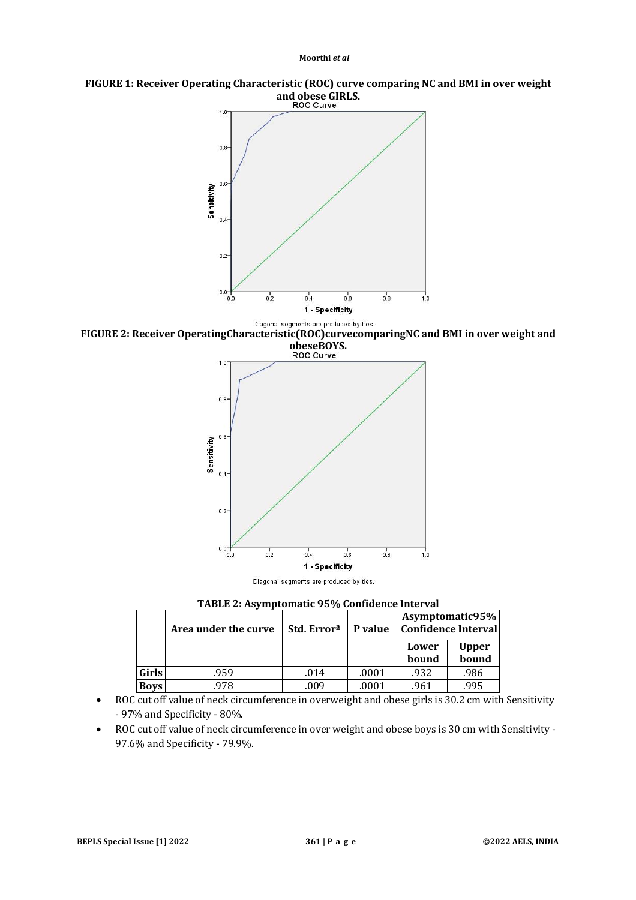**FIGURE 1: Receiver Operating Characteristic (ROC) curve comparing NC and BMI in over weight and obese GIRLS.**

ROC Curve

Sensitivity

1.0
0.8
0.6
0.4
0.2
0.0

0.0 0.2 0.4 0.6 0.8 1.0

1 - Specificity

Diagonal segments are produced by ties.

**FIGURE 2: Receiver OperatingCharacteristic(ROC)curvecomparingNC and BMI in over weight and obeseBOYS.**

ROC Curve

Sensitivity

1.0
0.8
0.6
0.4
0.2
0.0

0.0 0.2 0.4 0.6 0.8 1.0

1 - Specificity

Diagonal segments are produced by ties.

**TABLE 2: Asymptomatic 95% Confidence Interval**

| | Area under the curve | Std. Error[a] | P value | Asymptomatic95% Confidence Interval | |
|---|---|---|---|---|---|
| | | | | **Lower bound** | **Upper bound** |
| **Girls** | .959 | .014 | .0001 | .932 | .986 |
| **Boys** | .978 | .009 | .0001 | .961 | .995 |

- ROC cut off value of neck circumference in overweight and obese girls is 30.2 cm with Sensitivity - 97% and Specificity - 80%.
- ROC cut off value of neck circumference in over weight and obese boys is 30 cm with Sensitivity - 97.6% and Specificity - 79.9%.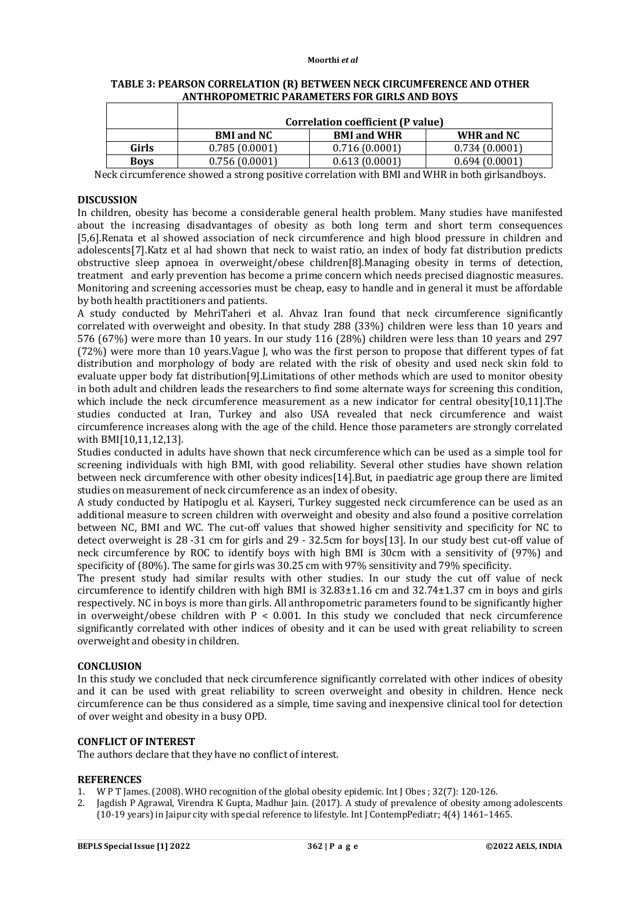**TABLE 3: PEARSON CORRELATION (R) BETWEEN NECK CIRCUMFERENCE AND OTHER ANTHROPOMETRIC PARAMETERS FOR GIRLS AND BOYS**

| | Correlation coefficient (P value) | | |
|---|---|---|---|
| | **BMI and NC** | **BMI and WHR** | **WHR and NC** |
| **Girls** | 0.785 (0.0001) | 0.716 (0.0001) | 0.734 (0.0001) |
| **Boys** | 0.756 (0.0001) | 0.613 (0.0001) | 0.694 (0.0001) |

Neck circumference showed a strong positive correlation with BMI and WHR in both girlsandboys.

## DISCUSSION

In children, obesity has become a considerable general health problem. Many studies have manifested about the increasing disadvantages of obesity as both long term and short term consequences [5,6].Renata et al showed association of neck circumference and high blood pressure in children and adolescents[7].Katz et al had shown that neck to waist ratio, an index of body fat distribution predicts obstructive sleep apnoea in overweight/obese children[8].Managing obesity in terms of detection, treatment and early prevention has become a prime concern which needs precised diagnostic measures. Monitoring and screening accessories must be cheap, easy to handle and in general it must be affordable by both health practitioners and patients.

A study conducted by MehriTaheri et al. Ahvaz Iran found that neck circumference significantly correlated with overweight and obesity. In that study 288 (33%) children were less than 10 years and 576 (67%) were more than 10 years. In our study 116 (28%) children were less than 10 years and 297 (72%) were more than 10 years.Vague J, who was the first person to propose that different types of fat distribution and morphology of body are related with the risk of obesity and used neck skin fold to evaluate upper body fat distribution[9].Limitations of other methods which are used to monitor obesity in both adult and children leads the researchers to find some alternate ways for screening this condition, which include the neck circumference measurement as a new indicator for central obesity[10,11].The studies conducted at Iran, Turkey and also USA revealed that neck circumference and waist circumference increases along with the age of the child. Hence those parameters are strongly correlated with BMI[10,11,12,13].

Studies conducted in adults have shown that neck circumference which can be used as a simple tool for screening individuals with high BMI, with good reliability. Several other studies have shown relation between neck circumference with other obesity indices[14].But, in paediatric age group there are limited studies on measurement of neck circumference as an index of obesity.

A study conducted by Hatipoglu et al. Kayseri, Turkey suggested neck circumference can be used as an additional measure to screen children with overweight and obesity and also found a positive correlation between NC, BMI and WC. The cut-off values that showed higher sensitivity and specificity for NC to detect overweight is 28 -31 cm for girls and 29 - 32.5cm for boys[13]. In our study best cut-off value of neck circumference by ROC to identify boys with high BMI is 30cm with a sensitivity of (97%) and specificity of (80%). The same for girls was 30.25 cm with 97% sensitivity and 79% specificity.

The present study had similar results with other studies. In our study the cut off value of neck circumference to identify children with high BMI is 32.83±1.16 cm and 32.74±1.37 cm in boys and girls respectively. NC in boys is more than girls. All anthropometric parameters found to be significantly higher in overweight/obese children with $P < 0.001$. In this study we concluded that neck circumference significantly correlated with other indices of obesity and it can be used with great reliability to screen overweight and obesity in children.

## CONCLUSION

In this study we concluded that neck circumference significantly correlated with other indices of obesity and it can be used with great reliability to screen overweight and obesity in children. Hence neck circumference can be thus considered as a simple, time saving and inexpensive clinical tool for detection of over weight and obesity in a busy OPD.

## CONFLICT OF INTEREST

The authors declare that they have no conflict of interest.

## REFERENCES

1. W P T James. (2008). WHO recognition of the global obesity epidemic. Int J Obes ; 32(7): 120-126.
2. Jagdish P Agrawal, Virendra K Gupta, Madhur Jain. (2017). A study of prevalence of obesity among adolescents (10-19 years) in Jaipur city with special reference to lifestyle. Int J ContempPediatr; 4(4) 1461–1465.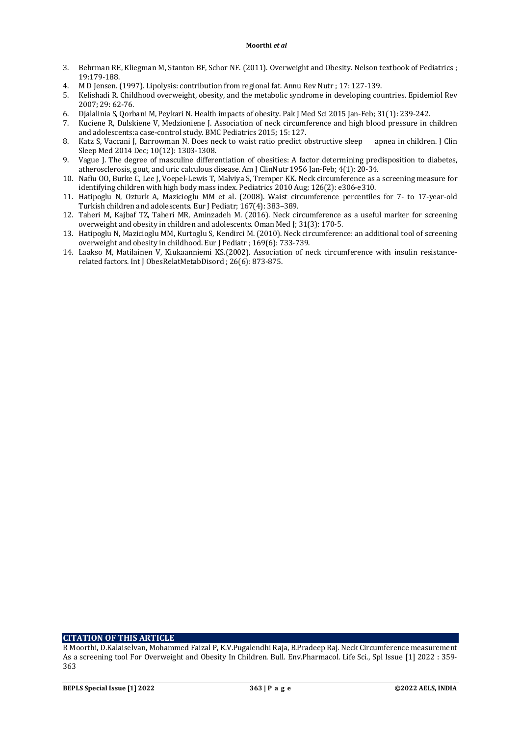3. Behrman RE, Kliegman M, Stanton BF, Schor NF. (2011). Overweight and Obesity. Nelson textbook of Pediatrics ; 19:179-188.
4. M D Jensen. (1997). Lipolysis: contribution from regional fat. Annu Rev Nutr ; 17: 127-139.
5. Kelishadi R. Childhood overweight, obesity, and the metabolic syndrome in developing countries. Epidemiol Rev 2007; 29: 62-76.
6. Djalalinia S, Qorbani M, Peykari N. Health impacts of obesity. Pak J Med Sci 2015 Jan-Feb; 31(1): 239-242.
7. Kuciene R, Dulskiene V, Medzioniene J. Association of neck circumference and high blood pressure in children and adolescents:a case-control study. BMC Pediatrics 2015; 15: 127.
8. Katz S, Vaccani J, Barrowman N. Does neck to waist ratio predict obstructive sleep apnea in children. J Clin Sleep Med 2014 Dec; 10(12): 1303-1308.
9. Vague J. The degree of masculine differentiation of obesities: A factor determining predisposition to diabetes, atherosclerosis, gout, and uric calculous disease. Am J ClinNutr 1956 Jan-Feb; 4(1): 20-34.
10. Nafiu OO, Burke C, Lee J, Voepel-Lewis T, Malviya S, Tremper KK. Neck circumference as a screening measure for identifying children with high body mass index. Pediatrics 2010 Aug; 126(2): e306-e310.
11. Hatipoglu N, Ozturk A, Mazicioglu MM et al. (2008). Waist circumference percentiles for 7- to 17-year-old Turkish children and adolescents. Eur J Pediatr; 167(4): 383–389.
12. Taheri M, Kajbaf TZ, Taheri MR, Aminzadeh M. (2016). Neck circumference as a useful marker for screening overweight and obesity in children and adolescents. Oman Med J; 31(3): 170-5.
13. Hatipoglu N, Mazicioglu MM, Kurtoglu S, Kendirci M. (2010). Neck circumference: an additional tool of screening overweight and obesity in childhood. Eur J Pediatr ; 169(6): 733-739.
14. Laakso M, Matilainen V, Kiukaanniemi KS.(2002). Association of neck circumference with insulin resistance-related factors. Int J ObesRelatMetabDisord ; 26(6): 873-875.

## CITATION OF THIS ARTICLE

R Moorthi, D.Kalaiselvan, Mohammed Faizal P, K.V.Pugalendhi Raja, B.Pradeep Raj. Neck Circumference measurement As a screening tool For Overweight and Obesity In Children. Bull. Env.Pharmacol. Life Sci., Spl Issue [1] 2022 : 359-363